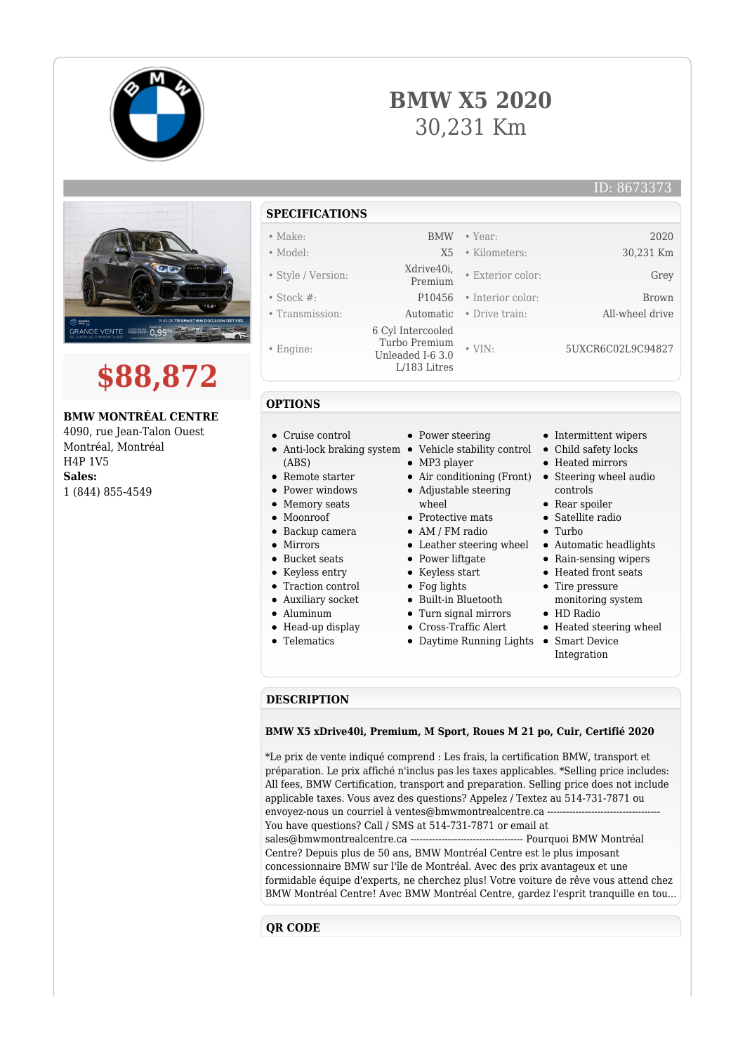# BMW X5 2020

30,231 Km

ID: 8673373

## $88,872

**BMW MONTRÉAL CENTRE**
4090, rue Jean-Talon Ouest
Montréal, Montréal
H4P 1V5
**Sales:**
1 (844) 855-4549

## SPECIFICATIONS

| | | | |
|---|---|---|---|
| • Make: | BMW | • Year: | 2020 |
| • Model: | X5 | • Kilometers: | 30,231 Km |
| • Style / Version: | Xdrive40i, Premium | • Exterior color: | Grey |
| • Stock #: | P10456 | • Interior color: | Brown |
| • Transmission: | Automatic | • Drive train: | All-wheel drive |
| • Engine: | 6 Cyl Intercooled Turbo Premium Unleaded I-6 3.0 L/183 Litres | • VIN: | 5UXCR6C02L9C94827 |

## OPTIONS

- Cruise control
- Anti-lock braking system (ABS)
- Remote starter
- Power windows
- Memory seats
- Moonroof
- Backup camera
- Mirrors
- Bucket seats
- Keyless entry
- Traction control
- Auxiliary socket
- Aluminum
- Head-up display
- Telematics
- Power steering
- Vehicle stability control
- MP3 player
- Air conditioning (Front)
- Adjustable steering wheel
- Protective mats
- AM / FM radio
- Leather steering wheel
- Power liftgate
- Keyless start
- Fog lights
- Built-in Bluetooth
- Turn signal mirrors
- Cross-Traffic Alert
- Daytime Running Lights
- Intermittent wipers
- Child safety locks
- Heated mirrors
- Steering wheel audio controls
- Rear spoiler
- Satellite radio
- Turbo
- Automatic headlights
- Rain-sensing wipers
- Heated front seats
- Tire pressure monitoring system
- HD Radio
- Heated steering wheel
- Smart Device Integration

## DESCRIPTION

**BMW X5 xDrive40i, Premium, M Sport, Roues M 21 po, Cuir, Certifié 2020**

*Le prix de vente indiqué comprend : Les frais, la certification BMW, transport et préparation. Le prix affiché n'inclus pas les taxes applicables. *Selling price includes: All fees, BMW Certification, transport and preparation. Selling price does not include applicable taxes. Vous avez des questions? Appelez / Textez au 514-731-7871 ou envoyez-nous un courriel à ventes@bmwmontrealcentre.ca ----------------------------------- You have questions? Call / SMS at 514-731-7871 or email at sales@bmwmontrealcentre.ca ----------------------------------- Pourquoi BMW Montréal Centre? Depuis plus de 50 ans, BMW Montréal Centre est le plus imposant concessionnaire BMW sur l'île de Montréal. Avec des prix avantageux et une formidable équipe d'experts, ne cherchez plus! Votre voiture de rêve vous attend chez BMW Montréal Centre! Avec BMW Montréal Centre, gardez l'esprit tranquille en tou...

## QR CODE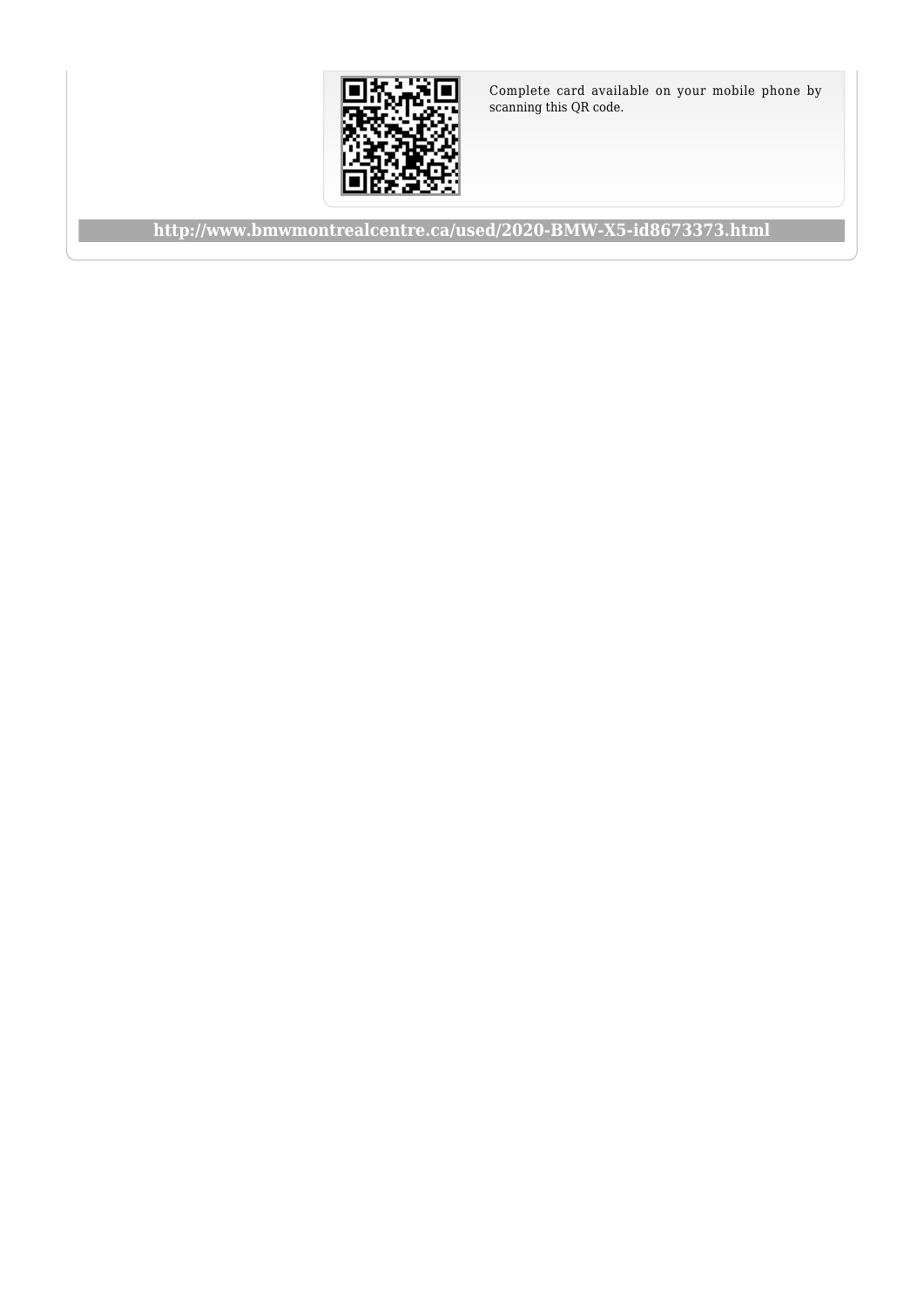Complete card available on your mobile phone by scanning this QR code.

**http://www.bmwmontrealcentre.ca/used/2020-BMW-X5-id8673373.html**